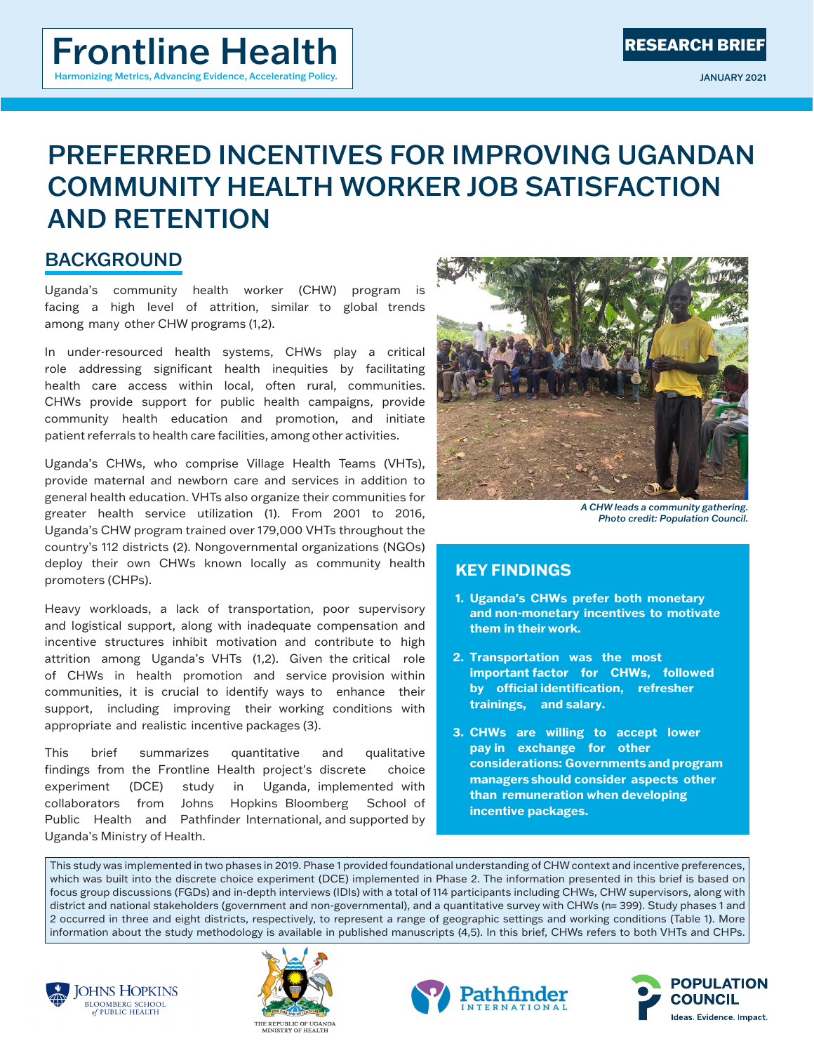Frontline Health

Harmonizing Metrics, Advancing Evidence, Accelerating Policy.

RESEARCH BRIEF

JANUARY 2021

# PREFERRED INCENTIVES FOR IMPROVING UGANDAN COMMUNITY HEALTH WORKER JOB SATISFACTION AND RETENTION

## BACKGROUND

Uganda's community health worker (CHW) program is facing a high level of attrition, similar to global trends among many other CHW programs (1,2).

In under-resourced health systems, CHWs play a critical role addressing significant health inequities by facilitating health care access within local, often rural, communities. CHWs provide support for public health campaigns, provide community health education and promotion, and initiate patient referrals to health care facilities, among other activities.

Uganda's CHWs, who comprise Village Health Teams (VHTs), provide maternal and newborn care and services in addition to general health education. VHTs also organize their communities for greater health service utilization (1). From 2001 to 2016, Uganda's CHW program trained over 179,000 VHTs throughout the country's 112 districts (2). Nongovernmental organizations (NGOs) deploy their own CHWs known locally as community health promoters (CHPs).

Heavy workloads, a lack of transportation, poor supervisory and logistical support, along with inadequate compensation and incentive structures inhibit motivation and contribute to high attrition among Uganda's VHTs (1,2). Given the critical role of CHWs in health promotion and service provision within communities, it is crucial to identify ways to enhance their support, including improving their working conditions with appropriate and realistic incentive packages (3).

This brief summarizes quantitative and qualitative findings from the Frontline Health project's discrete choice experiment (DCE) study in Uganda, implemented with collaborators from Johns Hopkins Bloomberg School of Public Health and Pathfinder International, and supported by Uganda's Ministry of Health.

*A CHW leads a community gathering. Photo credit: Population Council.*

## KEY FINDINGS

1. **Uganda's CHWs prefer both monetary and non-monetary incentives to motivate them in their work.**
2. **Transportation was the most important factor for CHWs, followed by official identification, refresher trainings, and salary.**
3. **CHWs are willing to accept lower pay in exchange for other considerations: Governments and program managers should consider aspects other than remuneration when developing incentive packages.**

This study was implemented in two phases in 2019. Phase 1 provided foundational understanding of CHW context and incentive preferences, which was built into the discrete choice experiment (DCE) implemented in Phase 2. The information presented in this brief is based on focus group discussions (FGDs) and in-depth interviews (IDIs) with a total of 114 participants including CHWs, CHW supervisors, along with district and national stakeholders (government and non-governmental), and a quantitative survey with CHWs (n= 399). Study phases 1 and 2 occurred in three and eight districts, respectively, to represent a range of geographic settings and working conditions (Table 1). More information about the study methodology is available in published manuscripts (4,5). In this brief, CHWs refers to both VHTs and CHPs.

JOHNS HOPKINS BLOOMBERG SCHOOL of PUBLIC HEALTH | THE REPUBLIC OF UGANDA MINISTRY OF HEALTH | Pathfinder INTERNATIONAL | POPULATION COUNCIL Ideas. Evidence. Impact.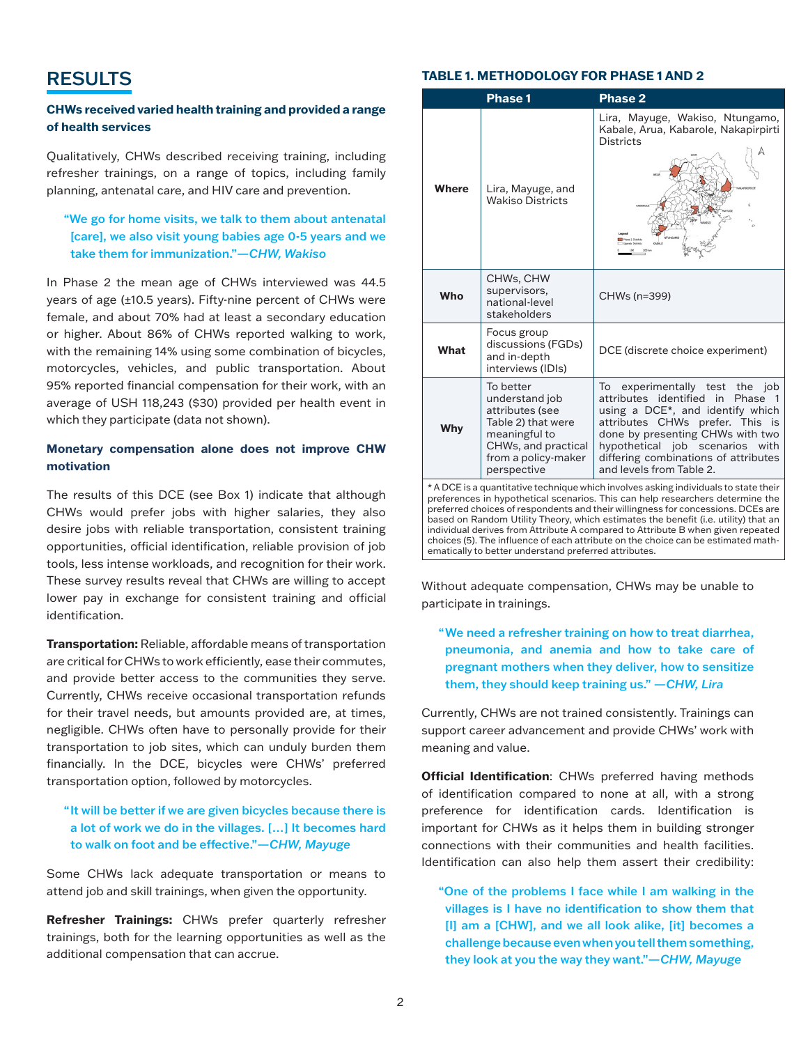## RESULTS

### CHWs received varied health training and provided a range of health services

Qualitatively, CHWs described receiving training, including refresher trainings, on a range of topics, including family planning, antenatal care, and HIV care and prevention.

> "We go for home visits, we talk to them about antenatal [care], we also visit young babies age 0-5 years and we take them for immunization."—*CHW, Wakiso*

In Phase 2 the mean age of CHWs interviewed was 44.5 years of age (±10.5 years). Fifty-nine percent of CHWs were female, and about 70% had at least a secondary education or higher. About 86% of CHWs reported walking to work, with the remaining 14% using some combination of bicycles, motorcycles, vehicles, and public transportation. About 95% reported financial compensation for their work, with an average of USH 118,243 ($30) provided per health event in which they participate (data not shown).

### Monetary compensation alone does not improve CHW motivation

The results of this DCE (see Box 1) indicate that although CHWs would prefer jobs with higher salaries, they also desire jobs with reliable transportation, consistent training opportunities, official identification, reliable provision of job tools, less intense workloads, and recognition for their work. These survey results reveal that CHWs are willing to accept lower pay in exchange for consistent training and official identification.

**Transportation:** Reliable, affordable means of transportation are critical for CHWs to work efficiently, ease their commutes, and provide better access to the communities they serve. Currently, CHWs receive occasional transportation refunds for their travel needs, but amounts provided are, at times, negligible. CHWs often have to personally provide for their transportation to job sites, which can unduly burden them financially. In the DCE, bicycles were CHWs' preferred transportation option, followed by motorcycles.

> "It will be better if we are given bicycles because there is a lot of work we do in the villages. [...] It becomes hard to walk on foot and be effective."—*CHW, Mayuge*

Some CHWs lack adequate transportation or means to attend job and skill trainings, when given the opportunity.

**Refresher Trainings:** CHWs prefer quarterly refresher trainings, both for the learning opportunities as well as the additional compensation that can accrue.

**TABLE 1. METHODOLOGY FOR PHASE 1 AND 2**

| | Phase 1 | Phase 2 |
|---|---|---|
| **Where** | Lira, Mayuge, and Wakiso Districts | Lira, Mayuge, Wakiso, Ntungamo, Kabale, Arua, Kabarole, Nakapirpirti Districts |
| **Who** | CHWs, CHW supervisors, national-level stakeholders | CHWs (n=399) |
| **What** | Focus group discussions (FGDs) and in-depth interviews (IDIs) | DCE (discrete choice experiment) |
| **Why** | To better understand job attributes (see Table 2) that were meaningful to CHWs, and practical from a policy-maker perspective | To experimentally test the job attributes identified in Phase 1 using a DCE*, and identify which attributes CHWs prefer. This is done by presenting CHWs with two hypothetical job scenarios with differing combinations of attributes and levels from Table 2. |

\* A DCE is a quantitative technique which involves asking individuals to state their preferences in hypothetical scenarios. This can help researchers determine the preferred choices of respondents and their willingness for concessions. DCEs are based on Random Utility Theory, which estimates the benefit (i.e. utility) that an individual derives from Attribute A compared to Attribute B when given repeated choices (5). The influence of each attribute on the choice can be estimated mathematically to better understand preferred attributes.

Without adequate compensation, CHWs may be unable to participate in trainings.

> "We need a refresher training on how to treat diarrhea, pneumonia, and anemia and how to take care of pregnant mothers when they deliver, how to sensitize them, they should keep training us." —*CHW, Lira*

Currently, CHWs are not trained consistently. Trainings can support career advancement and provide CHWs' work with meaning and value.

**Official Identification**: CHWs preferred having methods of identification compared to none at all, with a strong preference for identification cards. Identification is important for CHWs as it helps them in building stronger connections with their communities and health facilities. Identification can also help them assert their credibility:

> "One of the problems I face while I am walking in the villages is I have no identification to show them that [I] am a [CHW], and we all look alike, [it] becomes a challenge because even when you tell them something, they look at you the way they want."—*CHW, Mayuge*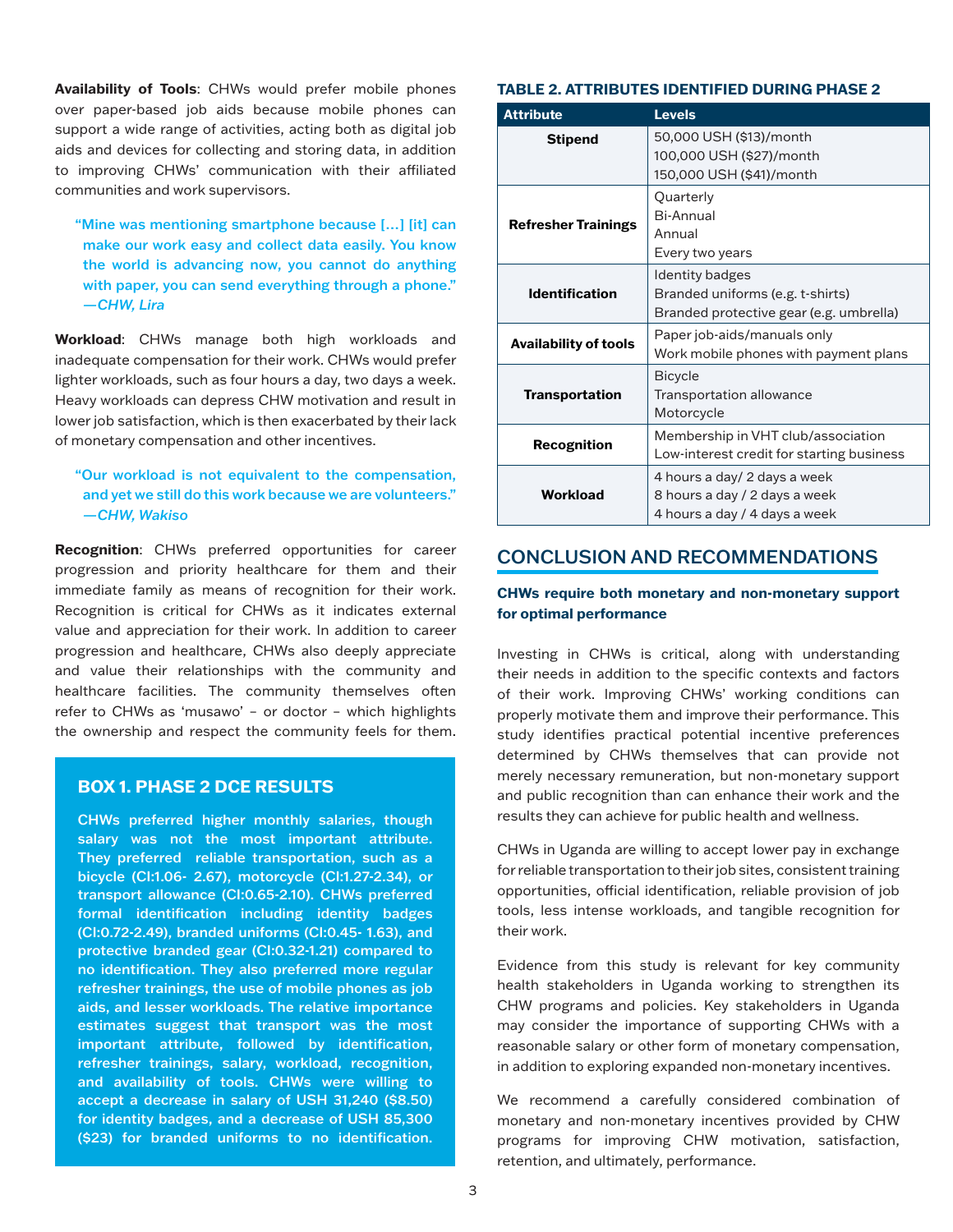**Availability of Tools**: CHWs would prefer mobile phones over paper-based job aids because mobile phones can support a wide range of activities, acting both as digital job aids and devices for collecting and storing data, in addition to improving CHWs' communication with their affiliated communities and work supervisors.

> "Mine was mentioning smartphone because [...] [it] can make our work easy and collect data easily. You know the world is advancing now, you cannot do anything with paper, you can send everything through a phone." *—CHW, Lira*

**Workload**: CHWs manage both high workloads and inadequate compensation for their work. CHWs would prefer lighter workloads, such as four hours a day, two days a week. Heavy workloads can depress CHW motivation and result in lower job satisfaction, which is then exacerbated by their lack of monetary compensation and other incentives.

> "Our workload is not equivalent to the compensation, and yet we still do this work because we are volunteers." *—CHW, Wakiso*

**Recognition**: CHWs preferred opportunities for career progression and priority healthcare for them and their immediate family as means of recognition for their work. Recognition is critical for CHWs as it indicates external value and appreciation for their work. In addition to career progression and healthcare, CHWs also deeply appreciate and value their relationships with the community and healthcare facilities. The community themselves often refer to CHWs as 'musawo' – or doctor – which highlights the ownership and respect the community feels for them.

### BOX 1. PHASE 2 DCE RESULTS

**CHWs preferred higher monthly salaries, though salary was not the most important attribute. They preferred reliable transportation, such as a bicycle (CI:1.06- 2.67), motorcycle (CI:1.27-2.34), or transport allowance (CI:0.65-2.10). CHWs preferred formal identification including identity badges (CI:0.72-2.49), branded uniforms (CI:0.45- 1.63), and protective branded gear (CI:0.32-1.21) compared to no identification. They also preferred more regular refresher trainings, the use of mobile phones as job aids, and lesser workloads. The relative importance estimates suggest that transport was the most important attribute, followed by identification, refresher trainings, salary, workload, recognition, and availability of tools. CHWs were willing to accept a decrease in salary of USH 31,240 ($8.50) for identity badges, and a decrease of USH 85,300 ($23) for branded uniforms to no identification.**

### TABLE 2. ATTRIBUTES IDENTIFIED DURING PHASE 2

| Attribute | Levels |
|---|---|
| **Stipend** | 50,000 USH ($13)/month<br>100,000 USH ($27)/month<br>150,000 USH ($41)/month |
| **Refresher Trainings** | Quarterly<br>Bi-Annual<br>Annual<br>Every two years |
| **Identification** | Identity badges<br>Branded uniforms (e.g. t-shirts)<br>Branded protective gear (e.g. umbrella) |
| **Availability of tools** | Paper job-aids/manuals only<br>Work mobile phones with payment plans |
| **Transportation** | Bicycle<br>Transportation allowance<br>Motorcycle |
| **Recognition** | Membership in VHT club/association<br>Low-interest credit for starting business |
| **Workload** | 4 hours a day/ 2 days a week<br>8 hours a day / 2 days a week<br>4 hours a day / 4 days a week |

## CONCLUSION AND RECOMMENDATIONS

**CHWs require both monetary and non-monetary support for optimal performance**

Investing in CHWs is critical, along with understanding their needs in addition to the specific contexts and factors of their work. Improving CHWs' working conditions can properly motivate them and improve their performance. This study identifies practical potential incentive preferences determined by CHWs themselves that can provide not merely necessary remuneration, but non-monetary support and public recognition than can enhance their work and the results they can achieve for public health and wellness.

CHWs in Uganda are willing to accept lower pay in exchange for reliable transportation to their job sites, consistent training opportunities, official identification, reliable provision of job tools, less intense workloads, and tangible recognition for their work.

Evidence from this study is relevant for key community health stakeholders in Uganda working to strengthen its CHW programs and policies. Key stakeholders in Uganda may consider the importance of supporting CHWs with a reasonable salary or other form of monetary compensation, in addition to exploring expanded non-monetary incentives.

We recommend a carefully considered combination of monetary and non-monetary incentives provided by CHW programs for improving CHW motivation, satisfaction, retention, and ultimately, performance.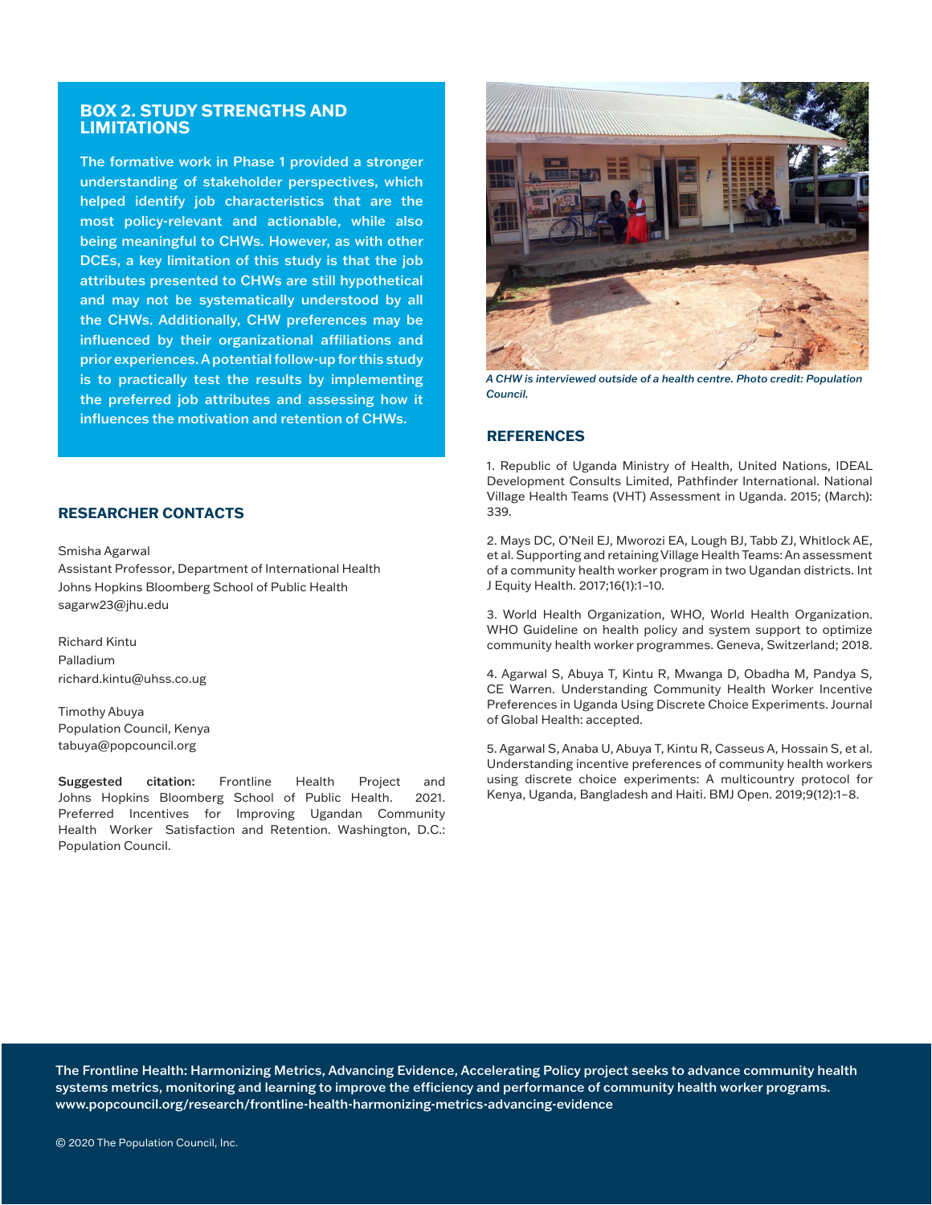## BOX 2. STUDY STRENGTHS AND LIMITATIONS

**The formative work in Phase 1 provided a stronger understanding of stakeholder perspectives, which helped identify job characteristics that are the most policy-relevant and actionable, while also being meaningful to CHWs. However, as with other DCEs, a key limitation of this study is that the job attributes presented to CHWs are still hypothetical and may not be systematically understood by all the CHWs. Additionally, CHW preferences may be influenced by their organizational affiliations and prior experiences. A potential follow-up for this study is to practically test the results by implementing the preferred job attributes and assessing how it influences the motivation and retention of CHWs.**

*A CHW is interviewed outside of a health centre. Photo credit: Population Council.*

## RESEARCHER CONTACTS

Smisha Agarwal
Assistant Professor, Department of International Health
Johns Hopkins Bloomberg School of Public Health
sagarw23@jhu.edu

Richard Kintu
Palladium
richard.kintu@uhss.co.ug

Timothy Abuya
Population Council, Kenya
tabuya@popcouncil.org

**Suggested citation:** Frontline Health Project and Johns Hopkins Bloomberg School of Public Health. 2021. Preferred Incentives for Improving Ugandan Community Health Worker Satisfaction and Retention. Washington, D.C.: Population Council.

## REFERENCES

1. Republic of Uganda Ministry of Health, United Nations, IDEAL Development Consults Limited, Pathfinder International. National Village Health Teams (VHT) Assessment in Uganda. 2015; (March): 339.

2. Mays DC, O'Neil EJ, Mworozi EA, Lough BJ, Tabb ZJ, Whitlock AE, et al. Supporting and retaining Village Health Teams: An assessment of a community health worker program in two Ugandan districts. Int J Equity Health. 2017;16(1):1–10.

3. World Health Organization, WHO, World Health Organization. WHO Guideline on health policy and system support to optimize community health worker programmes. Geneva, Switzerland; 2018.

4. Agarwal S, Abuya T, Kintu R, Mwanga D, Obadha M, Pandya S, CE Warren. Understanding Community Health Worker Incentive Preferences in Uganda Using Discrete Choice Experiments. Journal of Global Health: accepted.

5. Agarwal S, Anaba U, Abuya T, Kintu R, Casseus A, Hossain S, et al. Understanding incentive preferences of community health workers using discrete choice experiments: A multicountry protocol for Kenya, Uganda, Bangladesh and Haiti. BMJ Open. 2019;9(12):1–8.

**The Frontline Health: Harmonizing Metrics, Advancing Evidence, Accelerating Policy project seeks to advance community health systems metrics, monitoring and learning to improve the efficiency and performance of community health worker programs.**
**www.popcouncil.org/research/frontline-health-harmonizing-metrics-advancing-evidence**

© 2020 The Population Council, Inc.